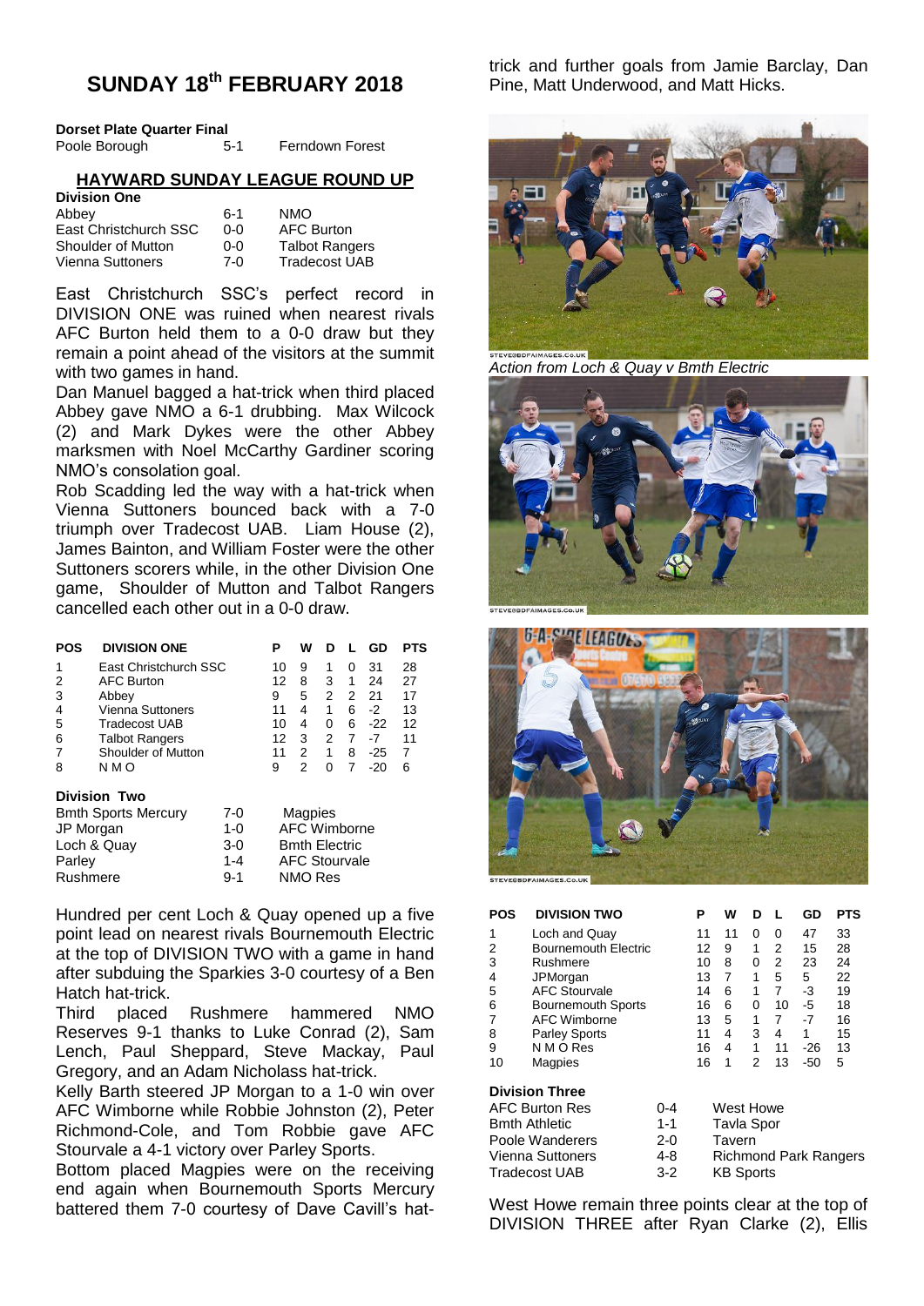# SUNDAY 18th FEBRUARY 2018

**Dorset Plate Quarter Final**

| | | |
|---|---|---|
| Poole Borough | 5-1 | Ferndown Forest |

## HAYWARD SUNDAY LEAGUE ROUND UP

**Division One**

| | | |
|---|---|---|
| Abbey | 6-1 | NMO |
| East Christchurch SSC | 0-0 | AFC Burton |
| Shoulder of Mutton | 0-0 | Talbot Rangers |
| Vienna Suttoners | 7-0 | Tradecost UAB |

East Christchurch SSC's perfect record in DIVISION ONE was ruined when nearest rivals AFC Burton held them to a 0-0 draw but they remain a point ahead of the visitors at the summit with two games in hand.

Dan Manuel bagged a hat-trick when third placed Abbey gave NMO a 6-1 drubbing. Max Wilcock (2) and Mark Dykes were the other Abbey marksmen with Noel McCarthy Gardiner scoring NMO's consolation goal.

Rob Scadding led the way with a hat-trick when Vienna Suttoners bounced back with a 7-0 triumph over Tradecost UAB. Liam House (2), James Bainton, and William Foster were the other Suttoners scorers while, in the other Division One game, Shoulder of Mutton and Talbot Rangers cancelled each other out in a 0-0 draw.

| POS | DIVISION ONE | P | W | D | L | GD | PTS |
|---|---|---|---|---|---|---|---|
| 1 | East Christchurch SSC | 10 | 9 | 1 | 0 | 31 | 28 |
| 2 | AFC Burton | 12 | 8 | 3 | 1 | 24 | 27 |
| 3 | Abbey | 9 | 5 | 2 | 2 | 21 | 17 |
| 4 | Vienna Suttoners | 11 | 4 | 1 | 6 | -2 | 13 |
| 5 | Tradecost UAB | 10 | 4 | 0 | 6 | -22 | 12 |
| 6 | Talbot Rangers | 12 | 3 | 2 | 7 | -7 | 11 |
| 7 | Shoulder of Mutton | 11 | 2 | 1 | 8 | -25 | 7 |
| 8 | N M O | 9 | 2 | 0 | 7 | -20 | 6 |

**Division Two**

| | | |
|---|---|---|
| Bmth Sports Mercury | 7-0 | Magpies |
| JP Morgan | 1-0 | AFC Wimborne |
| Loch & Quay | 3-0 | Bmth Electric |
| Parley | 1-4 | AFC Stourvale |
| Rushmere | 9-1 | NMO Res |

Hundred per cent Loch & Quay opened up a five point lead on nearest rivals Bournemouth Electric at the top of DIVISION TWO with a game in hand after subduing the Sparkies 3-0 courtesy of a Ben Hatch hat-trick.

Third placed Rushmere hammered NMO Reserves 9-1 thanks to Luke Conrad (2), Sam Lench, Paul Sheppard, Steve Mackay, Paul Gregory, and an Adam Nicholass hat-trick.

Kelly Barth steered JP Morgan to a 1-0 win over AFC Wimborne while Robbie Johnston (2), Peter Richmond-Cole, and Tom Robbie gave AFC Stourvale a 4-1 victory over Parley Sports.

Bottom placed Magpies were on the receiving end again when Bournemouth Sports Mercury battered them 7-0 courtesy of Dave Cavill's hat-trick and further goals from Jamie Barclay, Dan Pine, Matt Underwood, and Matt Hicks.

*Action from Loch & Quay v Bmth Electric*

| POS | DIVISION TWO | P | W | D | L | GD | PTS |
|---|---|---|---|---|---|---|---|
| 1 | Loch and Quay | 11 | 11 | 0 | 0 | 47 | 33 |
| 2 | Bournemouth Electric | 12 | 9 | 1 | 2 | 15 | 28 |
| 3 | Rushmere | 10 | 8 | 0 | 2 | 23 | 24 |
| 4 | JPMorgan | 13 | 7 | 1 | 5 | 5 | 22 |
| 5 | AFC Stourvale | 14 | 6 | 1 | 7 | -3 | 19 |
| 6 | Bournemouth Sports | 16 | 6 | 0 | 10 | -5 | 18 |
| 7 | AFC Wimborne | 13 | 5 | 1 | 7 | -7 | 16 |
| 8 | Parley Sports | 11 | 4 | 3 | 4 | 1 | 15 |
| 9 | N M O Res | 16 | 4 | 1 | 11 | -26 | 13 |
| 10 | Magpies | 16 | 1 | 2 | 13 | -50 | 5 |

**Division Three**

| | | |
|---|---|---|
| AFC Burton Res | 0-4 | West Howe |
| Bmth Athletic | 1-1 | Tavla Spor |
| Poole Wanderers | 2-0 | Tavern |
| Vienna Suttoners | 4-8 | Richmond Park Rangers |
| Tradecost UAB | 3-2 | KB Sports |

West Howe remain three points clear at the top of DIVISION THREE after Ryan Clarke (2), Ellis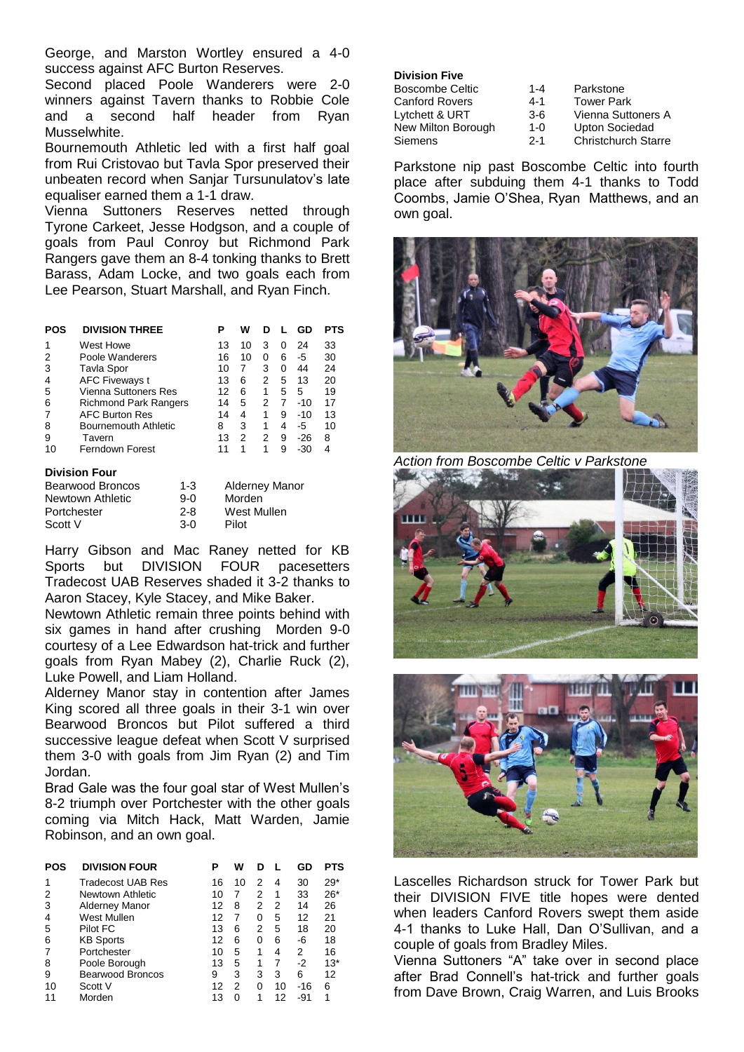George, and Marston Wortley ensured a 4-0 success against AFC Burton Reserves.

Second placed Poole Wanderers were 2-0 winners against Tavern thanks to Robbie Cole and a second half header from Ryan Musselwhite.

Bournemouth Athletic led with a first half goal from Rui Cristovao but Tavla Spor preserved their unbeaten record when Sanjar Tursunulatov's late equaliser earned them a 1-1 draw.

Vienna Suttoners Reserves netted through Tyrone Carkeet, Jesse Hodgson, and a couple of goals from Paul Conroy but Richmond Park Rangers gave them an 8-4 tonking thanks to Brett Barass, Adam Locke, and two goals each from Lee Pearson, Stuart Marshall, and Ryan Finch.

| POS | DIVISION THREE | P | W | D | L | GD | PTS |
|---|---|---|---|---|---|---|---|
| 1 | West Howe | 13 | 10 | 3 | 0 | 24 | 33 |
| 2 | Poole Wanderers | 16 | 10 | 0 | 6 | -5 | 30 |
| 3 | Tavla Spor | 10 | 7 | 3 | 0 | 44 | 24 |
| 4 | AFC Fiveways t | 13 | 6 | 2 | 5 | 13 | 20 |
| 5 | Vienna Suttoners Res | 12 | 6 | 1 | 5 | 5 | 19 |
| 6 | Richmond Park Rangers | 14 | 5 | 2 | 7 | -10 | 17 |
| 7 | AFC Burton Res | 14 | 4 | 1 | 9 | -10 | 13 |
| 8 | Bournemouth Athletic | 8 | 3 | 1 | 4 | -5 | 10 |
| 9 | Tavern | 13 | 2 | 2 | 9 | -26 | 8 |
| 10 | Ferndown Forest | 11 | 1 | 1 | 9 | -30 | 4 |

### Division Four

| | | |
|---|---|---|
| Bearwood Broncos | 1-3 | Alderney Manor |
| Newtown Athletic | 9-0 | Morden |
| Portchester | 2-8 | West Mullen |
| Scott V | 3-0 | Pilot |

Harry Gibson and Mac Raney netted for KB Sports but DIVISION FOUR pacesetters Tradecost UAB Reserves shaded it 3-2 thanks to Aaron Stacey, Kyle Stacey, and Mike Baker.

Newtown Athletic remain three points behind with six games in hand after crushing Morden 9-0 courtesy of a Lee Edwardson hat-trick and further goals from Ryan Mabey (2), Charlie Ruck (2), Luke Powell, and Liam Holland.

Alderney Manor stay in contention after James King scored all three goals in their 3-1 win over Bearwood Broncos but Pilot suffered a third successive league defeat when Scott V surprised them 3-0 with goals from Jim Ryan (2) and Tim Jordan.

Brad Gale was the four goal star of West Mullen's 8-2 triumph over Portchester with the other goals coming via Mitch Hack, Matt Warden, Jamie Robinson, and an own goal.

| POS | DIVISION FOUR | P | W | D | L | GD | PTS |
|---|---|---|---|---|---|---|---|
| 1 | Tradecost UAB Res | 16 | 10 | 2 | 4 | 30 | 29* |
| 2 | Newtown Athletic | 10 | 7 | 2 | 1 | 33 | 26* |
| 3 | Alderney Manor | 12 | 8 | 2 | 2 | 14 | 26 |
| 4 | West Mullen | 12 | 7 | 0 | 5 | 12 | 21 |
| 5 | Pilot FC | 13 | 6 | 2 | 5 | 18 | 20 |
| 6 | KB Sports | 12 | 6 | 0 | 6 | -6 | 18 |
| 7 | Portchester | 10 | 5 | 1 | 4 | 2 | 16 |
| 8 | Poole Borough | 13 | 5 | 1 | 7 | -2 | 13* |
| 9 | Bearwood Broncos | 9 | 3 | 3 | 3 | 6 | 12 |
| 10 | Scott V | 12 | 2 | 0 | 10 | -16 | 6 |
| 11 | Morden | 13 | 0 | 1 | 12 | -91 | 1 |

### Division Five

| | | |
|---|---|---|
| Boscombe Celtic | 1-4 | Parkstone |
| Canford Rovers | 4-1 | Tower Park |
| Lytchett & URT | 3-6 | Vienna Suttoners A |
| New Milton Borough | 1-0 | Upton Sociedad |
| Siemens | 2-1 | Christchurch Starre |

Parkstone nip past Boscombe Celtic into fourth place after subduing them 4-1 thanks to Todd Coombs, Jamie O'Shea, Ryan Matthews, and an own goal.

*Action from Boscombe Celtic v Parkstone*

Lascelles Richardson struck for Tower Park but their DIVISION FIVE title hopes were dented when leaders Canford Rovers swept them aside 4-1 thanks to Luke Hall, Dan O'Sullivan, and a couple of goals from Bradley Miles.

Vienna Suttoners "A" take over in second place after Brad Connell's hat-trick and further goals from Dave Brown, Craig Warren, and Luis Brooks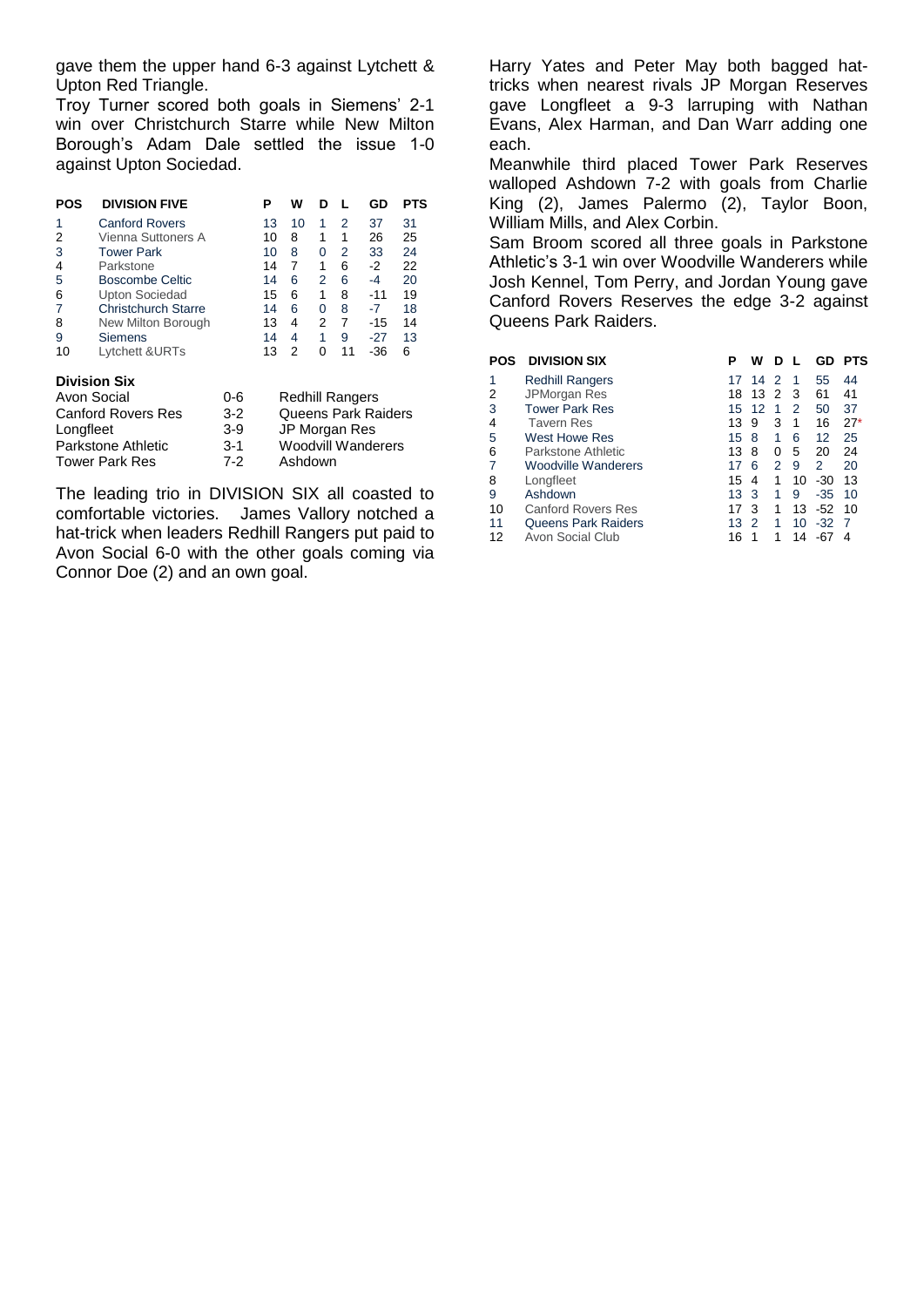gave them the upper hand 6-3 against Lytchett & Upton Red Triangle.

Troy Turner scored both goals in Siemens' 2-1 win over Christchurch Starre while New Milton Borough's Adam Dale settled the issue 1-0 against Upton Sociedad.

| POS | DIVISION FIVE | P | W | D | L | GD | PTS |
|---|---|---|---|---|---|---|---|
| 1 | Canford Rovers | 13 | 10 | 1 | 2 | 37 | 31 |
| 2 | Vienna Suttoners A | 10 | 8 | 1 | 1 | 26 | 25 |
| 3 | Tower Park | 10 | 8 | 0 | 2 | 33 | 24 |
| 4 | Parkstone | 14 | 7 | 1 | 6 | -2 | 22 |
| 5 | Boscombe Celtic | 14 | 6 | 2 | 6 | -4 | 20 |
| 6 | Upton Sociedad | 15 | 6 | 1 | 8 | -11 | 19 |
| 7 | Christchurch Starre | 14 | 6 | 0 | 8 | -7 | 18 |
| 8 | New Milton Borough | 13 | 4 | 2 | 7 | -15 | 14 |
| 9 | Siemens | 14 | 4 | 1 | 9 | -27 | 13 |
| 10 | Lytchett &URTs | 13 | 2 | 0 | 11 | -36 | 6 |

**Division Six**

| | | |
|---|---|---|
| Avon Social | 0-6 | Redhill Rangers |
| Canford Rovers Res | 3-2 | Queens Park Raiders |
| Longfleet | 3-9 | JP Morgan Res |
| Parkstone Athletic | 3-1 | Woodvill Wanderers |
| Tower Park Res | 7-2 | Ashdown |

The leading trio in DIVISION SIX all coasted to comfortable victories. James Vallory notched a hat-trick when leaders Redhill Rangers put paid to Avon Social 6-0 with the other goals coming via Connor Doe (2) and an own goal.

Harry Yates and Peter May both bagged hat-tricks when nearest rivals JP Morgan Reserves gave Longfleet a 9-3 larruping with Nathan Evans, Alex Harman, and Dan Warr adding one each.

Meanwhile third placed Tower Park Reserves walloped Ashdown 7-2 with goals from Charlie King (2), James Palermo (2), Taylor Boon, William Mills, and Alex Corbin.

Sam Broom scored all three goals in Parkstone Athletic's 3-1 win over Woodville Wanderers while Josh Kennel, Tom Perry, and Jordan Young gave Canford Rovers Reserves the edge 3-2 against Queens Park Raiders.

| POS | DIVISION SIX | P | W | D | L | GD | PTS |
|---|---|---|---|---|---|---|---|
| 1 | Redhill Rangers | 17 | 14 | 2 | 1 | 55 | 44 |
| 2 | JPMorgan Res | 18 | 13 | 2 | 3 | 61 | 41 |
| 3 | Tower Park Res | 15 | 12 | 1 | 2 | 50 | 37 |
| 4 | Tavern Res | 13 | 9 | 3 | 1 | 16 | 27* |
| 5 | West Howe Res | 15 | 8 | 1 | 6 | 12 | 25 |
| 6 | Parkstone Athletic | 13 | 8 | 0 | 5 | 20 | 24 |
| 7 | Woodville Wanderers | 17 | 6 | 2 | 9 | 2 | 20 |
| 8 | Longfleet | 15 | 4 | 1 | 10 | -30 | 13 |
| 9 | Ashdown | 13 | 3 | 1 | 9 | -35 | 10 |
| 10 | Canford Rovers Res | 17 | 3 | 1 | 13 | -52 | 10 |
| 11 | Queens Park Raiders | 13 | 2 | 1 | 10 | -32 | 7 |
| 12 | Avon Social Club | 16 | 1 | 1 | 14 | -67 | 4 |